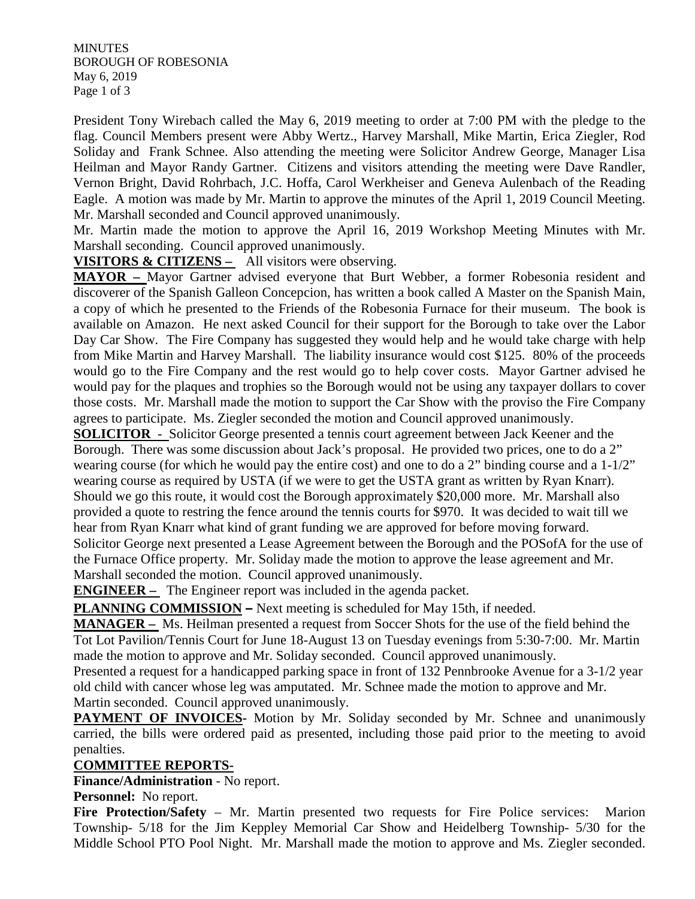MINUTES
BOROUGH OF ROBESONIA
May 6, 2019

President Tony Wirebach called the May 6, 2019 meeting to order at 7:00 PM with the pledge to the flag. Council Members present were Abby Wertz., Harvey Marshall, Mike Martin, Erica Ziegler, Rod Soliday and Frank Schnee. Also attending the meeting were Solicitor Andrew George, Manager Lisa Heilman and Mayor Randy Gartner. Citizens and visitors attending the meeting were Dave Randler, Vernon Bright, David Rohrbach, J.C. Hoffa, Carol Werkheiser and Geneva Aulenbach of the Reading Eagle. A motion was made by Mr. Martin to approve the minutes of the April 1, 2019 Council Meeting. Mr. Marshall seconded and Council approved unanimously.

Mr. Martin made the motion to approve the April 16, 2019 Workshop Meeting Minutes with Mr. Marshall seconding. Council approved unanimously.

**VISITORS & CITIZENS –** All visitors were observing.

**MAYOR –** Mayor Gartner advised everyone that Burt Webber, a former Robesonia resident and discoverer of the Spanish Galleon Concepcion, has written a book called A Master on the Spanish Main, a copy of which he presented to the Friends of the Robesonia Furnace for their museum. The book is available on Amazon. He next asked Council for their support for the Borough to take over the Labor Day Car Show. The Fire Company has suggested they would help and he would take charge with help from Mike Martin and Harvey Marshall. The liability insurance would cost $125. 80% of the proceeds would go to the Fire Company and the rest would go to help cover costs. Mayor Gartner advised he would pay for the plaques and trophies so the Borough would not be using any taxpayer dollars to cover those costs. Mr. Marshall made the motion to support the Car Show with the proviso the Fire Company agrees to participate. Ms. Ziegler seconded the motion and Council approved unanimously.

**SOLICITOR -** Solicitor George presented a tennis court agreement between Jack Keener and the Borough. There was some discussion about Jack's proposal. He provided two prices, one to do a 2" wearing course (for which he would pay the entire cost) and one to do a 2" binding course and a 1-1/2" wearing course as required by USTA (if we were to get the USTA grant as written by Ryan Knarr). Should we go this route, it would cost the Borough approximately $20,000 more. Mr. Marshall also provided a quote to restring the fence around the tennis courts for $970. It was decided to wait till we hear from Ryan Knarr what kind of grant funding we are approved for before moving forward.

Solicitor George next presented a Lease Agreement between the Borough and the POSofA for the use of the Furnace Office property. Mr. Soliday made the motion to approve the lease agreement and Mr. Marshall seconded the motion. Council approved unanimously.

**ENGINEER –** The Engineer report was included in the agenda packet.

**PLANNING COMMISSION –** Next meeting is scheduled for May 15th, if needed.

**MANAGER –** Ms. Heilman presented a request from Soccer Shots for the use of the field behind the Tot Lot Pavilion/Tennis Court for June 18-August 13 on Tuesday evenings from 5:30-7:00. Mr. Martin made the motion to approve and Mr. Soliday seconded. Council approved unanimously.

Presented a request for a handicapped parking space in front of 132 Pennbrooke Avenue for a 3-1/2 year old child with cancer whose leg was amputated. Mr. Schnee made the motion to approve and Mr. Martin seconded. Council approved unanimously.

**PAYMENT OF INVOICES-** Motion by Mr. Soliday seconded by Mr. Schnee and unanimously carried, the bills were ordered paid as presented, including those paid prior to the meeting to avoid penalties.

**COMMITTEE REPORTS-**

**Finance/Administration** - No report.

**Personnel:** No report.

**Fire Protection/Safety** – Mr. Martin presented two requests for Fire Police services: Marion Township- 5/18 for the Jim Keppley Memorial Car Show and Heidelberg Township- 5/30 for the Middle School PTO Pool Night. Mr. Marshall made the motion to approve and Ms. Ziegler seconded.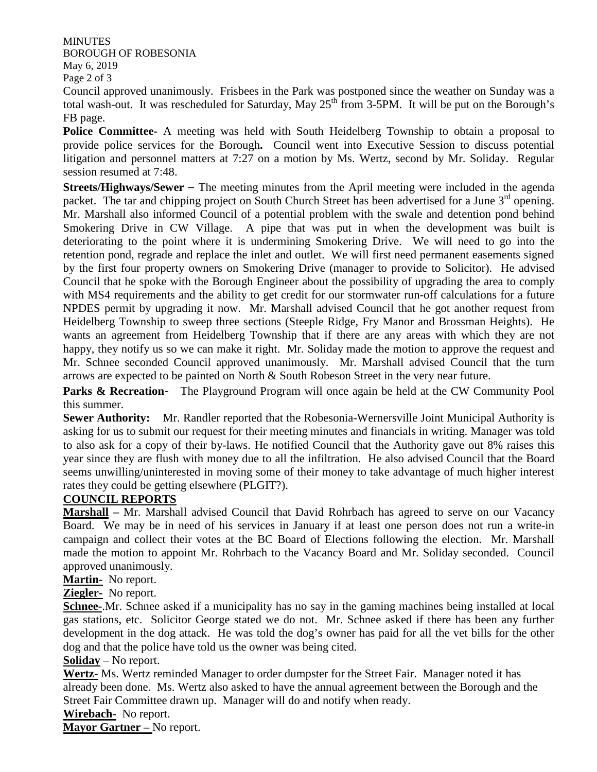MINUTES
BOROUGH OF ROBESONIA
May 6, 2019

Council approved unanimously. Frisbees in the Park was postponed since the weather on Sunday was a total wash-out. It was rescheduled for Saturday, May 25th from 3-5PM. It will be put on the Borough's FB page.

**Police Committee**- A meeting was held with South Heidelberg Township to obtain a proposal to provide police services for the Borough**.** Council went into Executive Session to discuss potential litigation and personnel matters at 7:27 on a motion by Ms. Wertz, second by Mr. Soliday. Regular session resumed at 7:48.

**Streets/Highways/Sewer** – The meeting minutes from the April meeting were included in the agenda packet. The tar and chipping project on South Church Street has been advertised for a June 3rd opening. Mr. Marshall also informed Council of a potential problem with the swale and detention pond behind Smokering Drive in CW Village. A pipe that was put in when the development was built is deteriorating to the point where it is undermining Smokering Drive. We will need to go into the retention pond, regrade and replace the inlet and outlet. We will first need permanent easements signed by the first four property owners on Smokering Drive (manager to provide to Solicitor). He advised Council that he spoke with the Borough Engineer about the possibility of upgrading the area to comply with MS4 requirements and the ability to get credit for our stormwater run-off calculations for a future NPDES permit by upgrading it now. Mr. Marshall advised Council that he got another request from Heidelberg Township to sweep three sections (Steeple Ridge, Fry Manor and Brossman Heights). He wants an agreement from Heidelberg Township that if there are any areas with which they are not happy, they notify us so we can make it right. Mr. Soliday made the motion to approve the request and Mr. Schnee seconded Council approved unanimously. Mr. Marshall advised Council that the turn arrows are expected to be painted on North & South Robeson Street in the very near future.

**Parks & Recreation**- The Playground Program will once again be held at the CW Community Pool this summer.

**Sewer Authority:** Mr. Randler reported that the Robesonia-Wernersville Joint Municipal Authority is asking for us to submit our request for their meeting minutes and financials in writing. Manager was told to also ask for a copy of their by-laws. He notified Council that the Authority gave out 8% raises this year since they are flush with money due to all the infiltration. He also advised Council that the Board seems unwilling/uninterested in moving some of their money to take advantage of much higher interest rates they could be getting elsewhere (PLGIT?).

## COUNCIL REPORTS

**Marshall** – Mr. Marshall advised Council that David Rohrbach has agreed to serve on our Vacancy Board. We may be in need of his services in January if at least one person does not run a write-in campaign and collect their votes at the BC Board of Elections following the election. Mr. Marshall made the motion to appoint Mr. Rohrbach to the Vacancy Board and Mr. Soliday seconded. Council approved unanimously.

**Martin-** No report.

**Ziegler-** No report.

**Schnee-**.Mr. Schnee asked if a municipality has no say in the gaming machines being installed at local gas stations, etc. Solicitor George stated we do not. Mr. Schnee asked if there has been any further development in the dog attack. He was told the dog's owner has paid for all the vet bills for the other dog and that the police have told us the owner was being cited.

**Soliday** – No report.

**Wertz-** Ms. Wertz reminded Manager to order dumpster for the Street Fair. Manager noted it has already been done. Ms. Wertz also asked to have the annual agreement between the Borough and the Street Fair Committee drawn up. Manager will do and notify when ready.

**Wirebach-** No report.

**Mayor Gartner –** No report.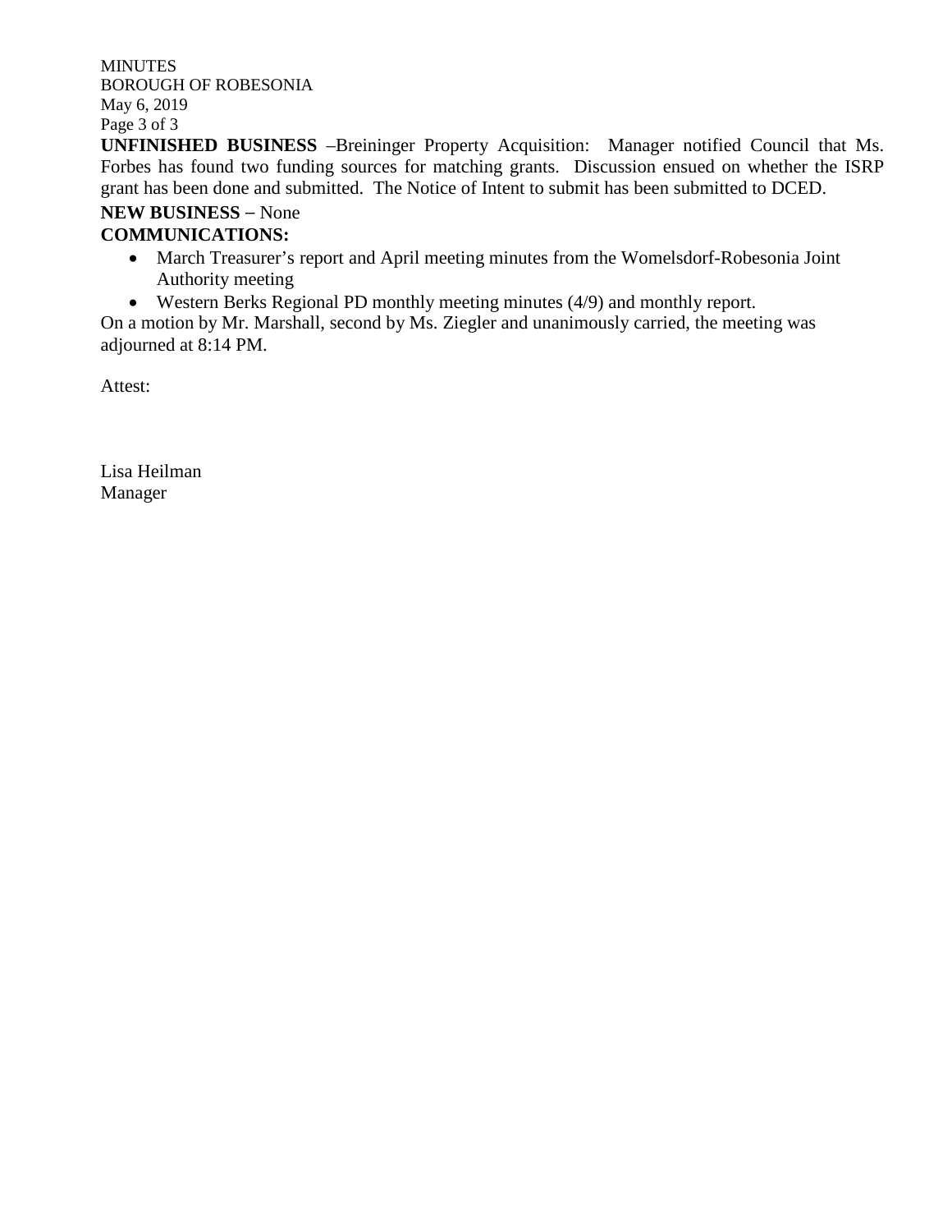**UNFINISHED BUSINESS** –Breininger Property Acquisition: Manager notified Council that Ms. Forbes has found two funding sources for matching grants. Discussion ensued on whether the ISRP grant has been done and submitted. The Notice of Intent to submit has been submitted to DCED.

**NEW BUSINESS** – None

**COMMUNICATIONS:**

- March Treasurer's report and April meeting minutes from the Womelsdorf-Robesonia Joint Authority meeting
- Western Berks Regional PD monthly meeting minutes (4/9) and monthly report.

On a motion by Mr. Marshall, second by Ms. Ziegler and unanimously carried, the meeting was adjourned at 8:14 PM.

Attest:

Lisa Heilman
Manager